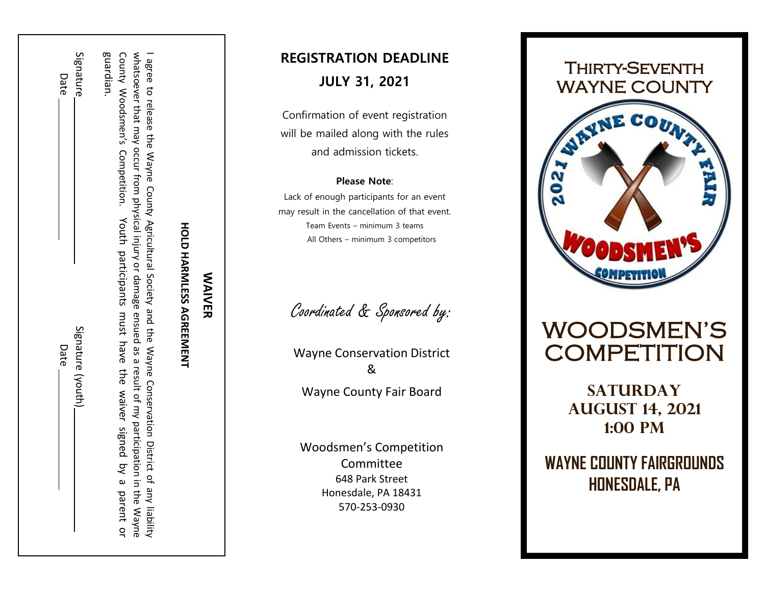## WAIVER

### HOLD HARMLESS AGREEMENT

I agree to release the Wayne County Agricultural Society and the Wayne Conservation District of any liability whatsoever that may occur from physical injury or damage ensued as a result of my participation in the Wayne County Woodsmen's Competition. Youth participants must have the waiver signed by a parent or guardian.

Signature_______________________ Signature (youth)_______________________

Date _______________________ Date _______________________

## REGISTRATION DEADLINE

## JULY 31, 2021

Confirmation of event registration will be mailed along with the rules and admission tickets.

**Please Note**:

Lack of enough participants for an event may result in the cancellation of that event.

Team Events – minimum 3 teams

All Others – minimum 3 competitors

*Coordinated & Sponsored by:*

Wayne Conservation District

&

Wayne County Fair Board

Woodsmen's Competition Committee

648 Park Street

Honesdale, PA 18431

570-253-0930

# Thirty-Seventh Wayne County

2021 Wayne County Fair Woodsmen's Competition

# WOODSMEN'S COMPETITION

## SATURDAY AUGUST 14, 2021 1:00 PM

## WAYNE COUNTY FAIRGROUNDS HONESDALE, PA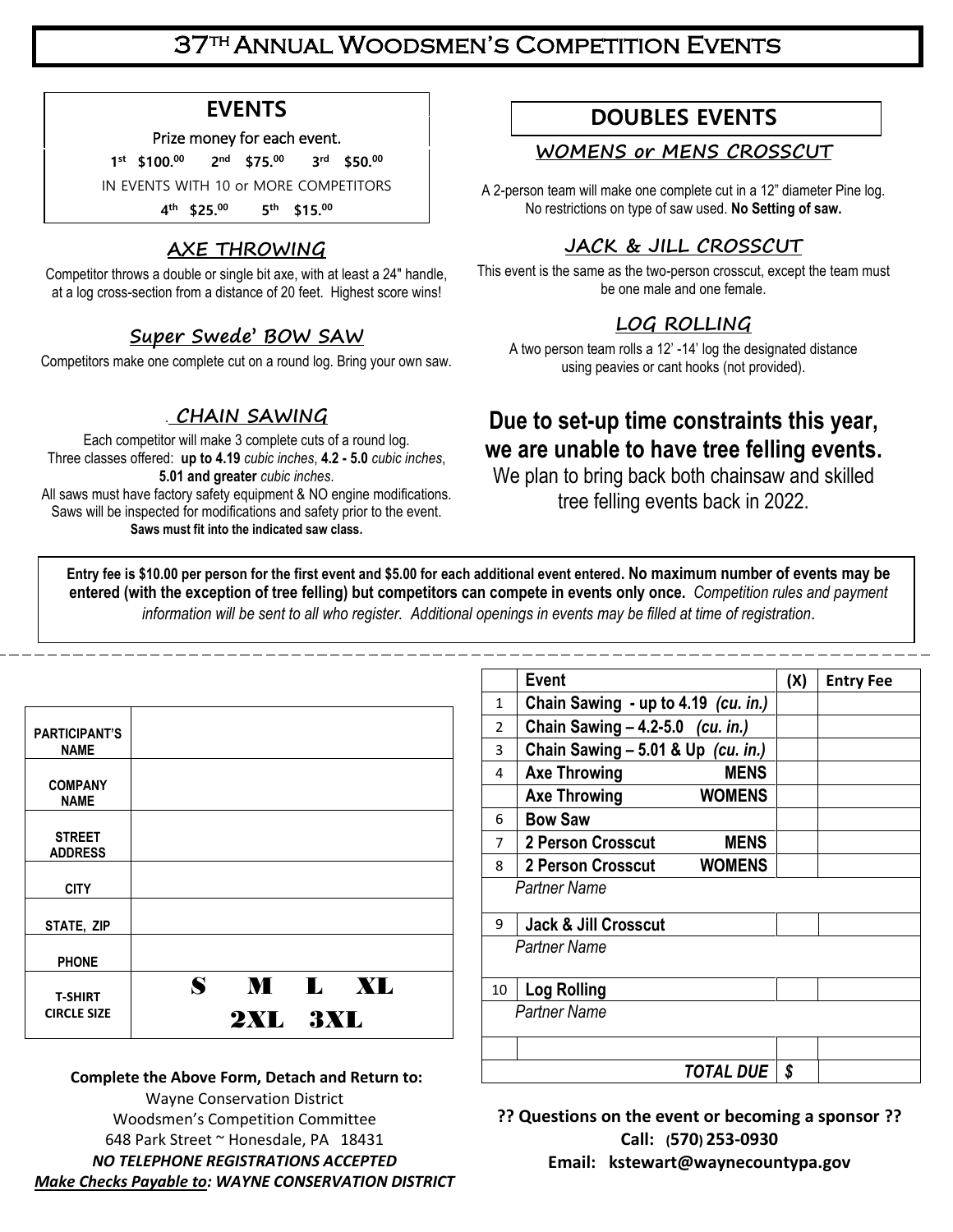# 37TH ANNUAL WOODSMEN'S COMPETITION EVENTS

## EVENTS

Prize money for each event.

**1st $100.00 2nd $75.00 3rd $50.00**

IN EVENTS WITH 10 or MORE COMPETITORS

**4th $25.00 5th $15.00**

### AXE THROWING

Competitor throws a double or single bit axe, with at least a 24" handle, at a log cross-section from a distance of 20 feet. Highest score wins!

### Super Swede' BOW SAW

Competitors make one complete cut on a round log. Bring your own saw.

### CHAIN SAWING

Each competitor will make 3 complete cuts of a round log.
Three classes offered: **up to 4.19** *cubic inches*, **4.2 - 5.0** *cubic inches*, **5.01 and greater** *cubic inches*.
All saws must have factory safety equipment & NO engine modifications.
Saws will be inspected for modifications and safety prior to the event.
**Saws must fit into the indicated saw class.**

## DOUBLES EVENTS

### WOMENS or MENS CROSSCUT

A 2-person team will make one complete cut in a 12" diameter Pine log. No restrictions on type of saw used. **No Setting of saw.**

### JACK & JILL CROSSCUT

This event is the same as the two-person crosscut, except the team must be one male and one female.

### LOG ROLLING

A two person team rolls a 12' -14' log the designated distance using peavies or cant hooks (not provided).

**Due to set-up time constraints this year, we are unable to have tree felling events.**

We plan to bring back both chainsaw and skilled tree felling events back in 2022.

**Entry fee is $10.00 per person for the first event and $5.00 for each additional event entered. No maximum number of events may be entered (with the exception of tree felling) but competitors can compete in events only once.** *Competition rules and payment information will be sent to all who register. Additional openings in events may be filled at time of registration.*

| | |
|---|---|
| **PARTICIPANT'S NAME** | |
| **COMPANY NAME** | |
| **STREET ADDRESS** | |
| **CITY** | |
| **STATE, ZIP** | |
| **PHONE** | |
| **T-SHIRT CIRCLE SIZE** | S M L XL 2XL 3XL |

| | Event | (X) | Entry Fee |
|---|---|---|---|
| 1 | **Chain Sawing - up to 4.19** *(cu. in.)* | | |
| 2 | **Chain Sawing – 4.2-5.0** *(cu. in.)* | | |
| 3 | **Chain Sawing – 5.01 & Up** *(cu. in.)* | | |
| 4 | **Axe Throwing MENS** | | |
| | **Axe Throwing WOMENS** | | |
| 6 | **Bow Saw** | | |
| 7 | **2 Person Crosscut MENS** | | |
| 8 | **2 Person Crosscut WOMENS** | | |
| | *Partner Name* | | |
| 9 | **Jack & Jill Crosscut** | | |
| | *Partner Name* | | |
| 10 | **Log Rolling** | | |
| | *Partner Name* | | |
| | | | |
| | ***TOTAL DUE*** | *$* | |

**Complete the Above Form, Detach and Return to:**
Wayne Conservation District
Woodsmen's Competition Committee
648 Park Street ~ Honesdale, PA 18431
***NO TELEPHONE REGISTRATIONS ACCEPTED***
***Make Checks Payable to: WAYNE CONSERVATION DISTRICT***

**?? Questions on the event or becoming a sponsor ??**
**Call: (570) 253-0930**
**Email: kstewart@waynecountypa.gov**